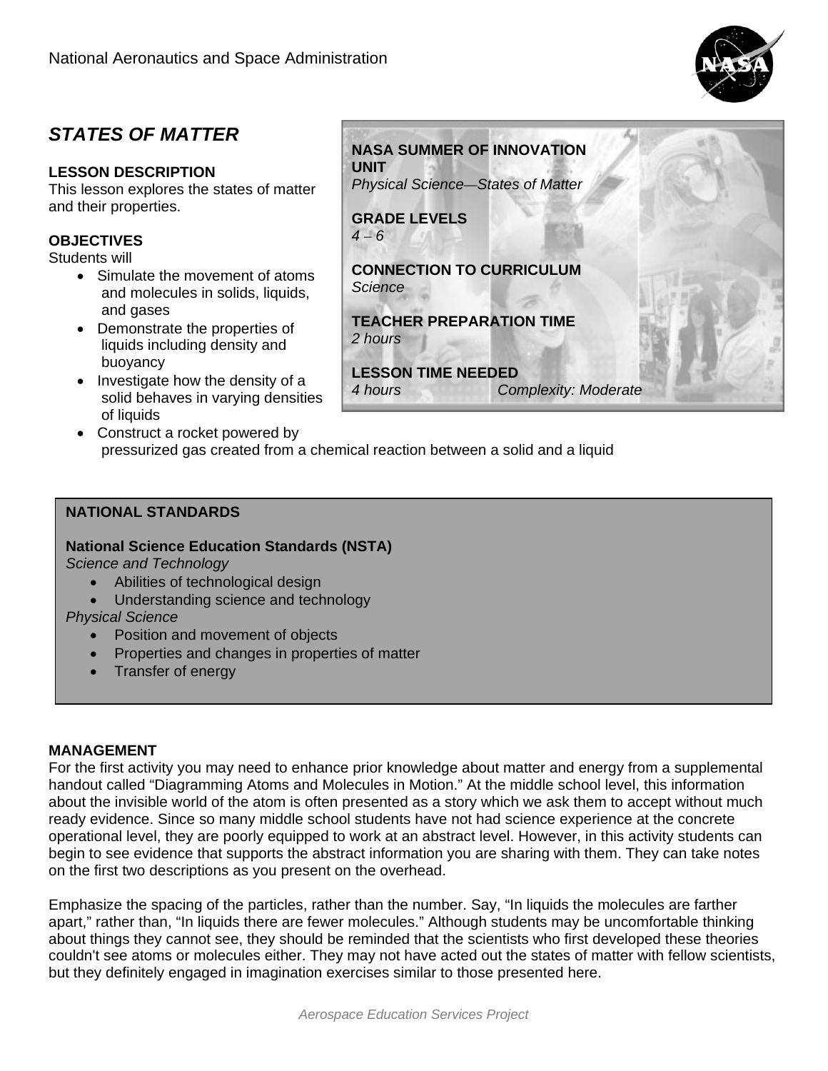National Aeronautics and Space Administration

# STATES OF MATTER

**LESSON DESCRIPTION**
This lesson explores the states of matter and their properties.

**OBJECTIVES**
Students will

- Simulate the movement of atoms and molecules in solids, liquids, and gases
- Demonstrate the properties of liquids including density and buoyancy
- Investigate how the density of a solid behaves in varying densities of liquids
- Construct a rocket powered by pressurized gas created from a chemical reaction between a solid and a liquid

**NASA SUMMER OF INNOVATION UNIT**
*Physical Science—States of Matter*

**GRADE LEVELS**
*4 – 6*

**CONNECTION TO CURRICULUM**
*Science*

**TEACHER PREPARATION TIME**
*2 hours*

**LESSON TIME NEEDED**
*4 hours* *Complexity: Moderate*

**NATIONAL STANDARDS**

**National Science Education Standards (NSTA)**
*Science and Technology*

- Abilities of technological design
- Understanding science and technology

*Physical Science*

- Position and movement of objects
- Properties and changes in properties of matter
- Transfer of energy

**MANAGEMENT**
For the first activity you may need to enhance prior knowledge about matter and energy from a supplemental handout called "Diagramming Atoms and Molecules in Motion." At the middle school level, this information about the invisible world of the atom is often presented as a story which we ask them to accept without much ready evidence. Since so many middle school students have not had science experience at the concrete operational level, they are poorly equipped to work at an abstract level. However, in this activity students can begin to see evidence that supports the abstract information you are sharing with them. They can take notes on the first two descriptions as you present on the overhead.

Emphasize the spacing of the particles, rather than the number. Say, "In liquids the molecules are farther apart," rather than, "In liquids there are fewer molecules." Although students may be uncomfortable thinking about things they cannot see, they should be reminded that the scientists who first developed these theories couldn't see atoms or molecules either. They may not have acted out the states of matter with fellow scientists, but they definitely engaged in imagination exercises similar to those presented here.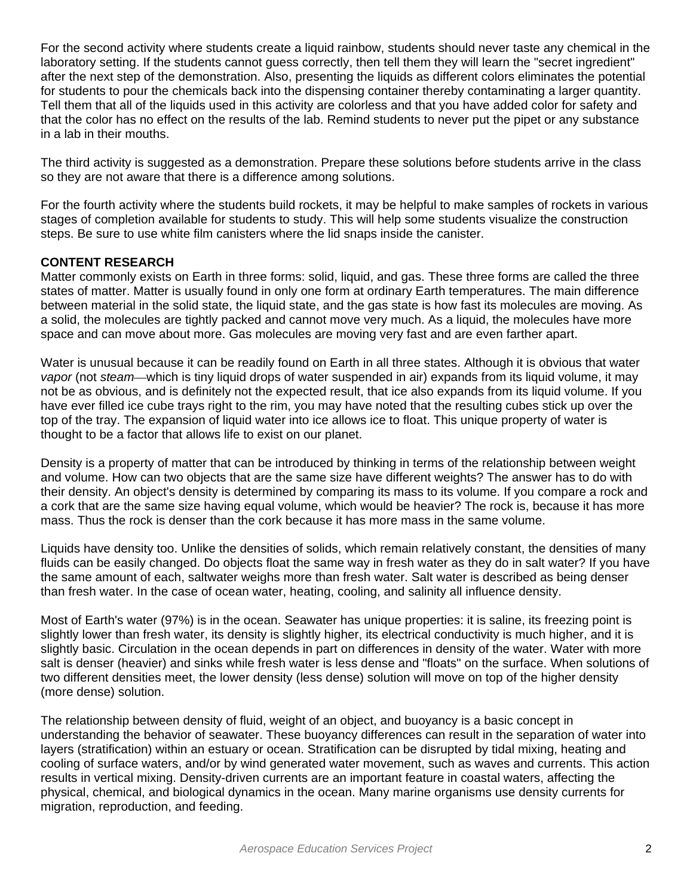For the second activity where students create a liquid rainbow, students should never taste any chemical in the laboratory setting. If the students cannot guess correctly, then tell them they will learn the "secret ingredient" after the next step of the demonstration. Also, presenting the liquids as different colors eliminates the potential for students to pour the chemicals back into the dispensing container thereby contaminating a larger quantity. Tell them that all of the liquids used in this activity are colorless and that you have added color for safety and that the color has no effect on the results of the lab. Remind students to never put the pipet or any substance in a lab in their mouths.

The third activity is suggested as a demonstration. Prepare these solutions before students arrive in the class so they are not aware that there is a difference among solutions.

For the fourth activity where the students build rockets, it may be helpful to make samples of rockets in various stages of completion available for students to study. This will help some students visualize the construction steps. Be sure to use white film canisters where the lid snaps inside the canister.

**CONTENT RESEARCH**

Matter commonly exists on Earth in three forms: solid, liquid, and gas. These three forms are called the three states of matter. Matter is usually found in only one form at ordinary Earth temperatures. The main difference between material in the solid state, the liquid state, and the gas state is how fast its molecules are moving. As a solid, the molecules are tightly packed and cannot move very much. As a liquid, the molecules have more space and can move about more. Gas molecules are moving very fast and are even farther apart.

Water is unusual because it can be readily found on Earth in all three states. Although it is obvious that water *vapor* (not *steam*—which is tiny liquid drops of water suspended in air) expands from its liquid volume, it may not be as obvious, and is definitely not the expected result, that ice also expands from its liquid volume. If you have ever filled ice cube trays right to the rim, you may have noted that the resulting cubes stick up over the top of the tray. The expansion of liquid water into ice allows ice to float. This unique property of water is thought to be a factor that allows life to exist on our planet.

Density is a property of matter that can be introduced by thinking in terms of the relationship between weight and volume. How can two objects that are the same size have different weights? The answer has to do with their density. An object's density is determined by comparing its mass to its volume. If you compare a rock and a cork that are the same size having equal volume, which would be heavier? The rock is, because it has more mass. Thus the rock is denser than the cork because it has more mass in the same volume.

Liquids have density too. Unlike the densities of solids, which remain relatively constant, the densities of many fluids can be easily changed. Do objects float the same way in fresh water as they do in salt water? If you have the same amount of each, saltwater weighs more than fresh water. Salt water is described as being denser than fresh water. In the case of ocean water, heating, cooling, and salinity all influence density.

Most of Earth's water (97%) is in the ocean. Seawater has unique properties: it is saline, its freezing point is slightly lower than fresh water, its density is slightly higher, its electrical conductivity is much higher, and it is slightly basic. Circulation in the ocean depends in part on differences in density of the water. Water with more salt is denser (heavier) and sinks while fresh water is less dense and "floats" on the surface. When solutions of two different densities meet, the lower density (less dense) solution will move on top of the higher density (more dense) solution.

The relationship between density of fluid, weight of an object, and buoyancy is a basic concept in understanding the behavior of seawater. These buoyancy differences can result in the separation of water into layers (stratification) within an estuary or ocean. Stratification can be disrupted by tidal mixing, heating and cooling of surface waters, and/or by wind generated water movement, such as waves and currents. This action results in vertical mixing. Density-driven currents are an important feature in coastal waters, affecting the physical, chemical, and biological dynamics in the ocean. Many marine organisms use density currents for migration, reproduction, and feeding.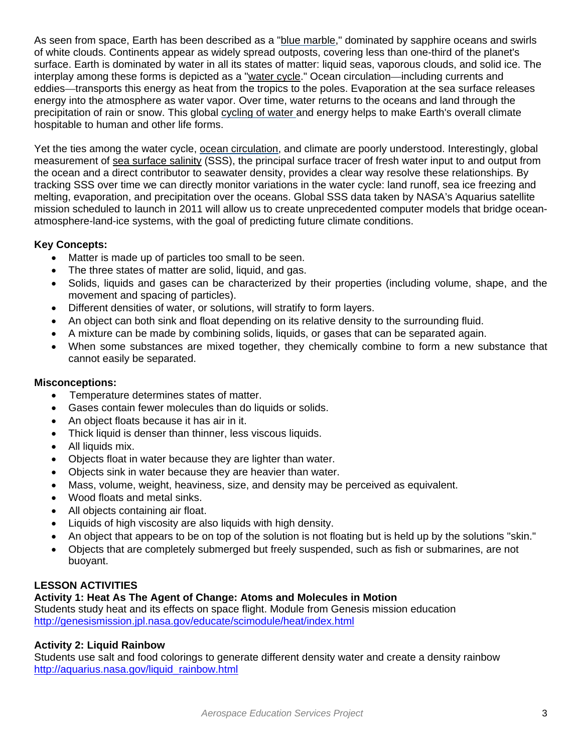As seen from space, Earth has been described as a "blue marble," dominated by sapphire oceans and swirls of white clouds. Continents appear as widely spread outposts, covering less than one-third of the planet's surface. Earth is dominated by water in all its states of matter: liquid seas, vaporous clouds, and solid ice. The interplay among these forms is depicted as a "water cycle." Ocean circulation—including currents and eddies—transports this energy as heat from the tropics to the poles. Evaporation at the sea surface releases energy into the atmosphere as water vapor. Over time, water returns to the oceans and land through the precipitation of rain or snow. This global cycling of water and energy helps to make Earth's overall climate hospitable to human and other life forms.

Yet the ties among the water cycle, ocean circulation, and climate are poorly understood. Interestingly, global measurement of sea surface salinity (SSS), the principal surface tracer of fresh water input to and output from the ocean and a direct contributor to seawater density, provides a clear way resolve these relationships. By tracking SSS over time we can directly monitor variations in the water cycle: land runoff, sea ice freezing and melting, evaporation, and precipitation over the oceans. Global SSS data taken by NASA's Aquarius satellite mission scheduled to launch in 2011 will allow us to create unprecedented computer models that bridge ocean-atmosphere-land-ice systems, with the goal of predicting future climate conditions.

**Key Concepts:**

- Matter is made up of particles too small to be seen.
- The three states of matter are solid, liquid, and gas.
- Solids, liquids and gases can be characterized by their properties (including volume, shape, and the movement and spacing of particles).
- Different densities of water, or solutions, will stratify to form layers.
- An object can both sink and float depending on its relative density to the surrounding fluid.
- A mixture can be made by combining solids, liquids, or gases that can be separated again.
- When some substances are mixed together, they chemically combine to form a new substance that cannot easily be separated.

**Misconceptions:**

- Temperature determines states of matter.
- Gases contain fewer molecules than do liquids or solids.
- An object floats because it has air in it.
- Thick liquid is denser than thinner, less viscous liquids.
- All liquids mix.
- Objects float in water because they are lighter than water.
- Objects sink in water because they are heavier than water.
- Mass, volume, weight, heaviness, size, and density may be perceived as equivalent.
- Wood floats and metal sinks.
- All objects containing air float.
- Liquids of high viscosity are also liquids with high density.
- An object that appears to be on top of the solution is not floating but is held up by the solutions "skin."
- Objects that are completely submerged but freely suspended, such as fish or submarines, are not buoyant.

## LESSON ACTIVITIES

### Activity 1: Heat As The Agent of Change: Atoms and Molecules in Motion

Students study heat and its effects on space flight. Module from Genesis mission education
http://genesismission.jpl.nasa.gov/educate/scimodule/heat/index.html

### Activity 2: Liquid Rainbow

Students use salt and food colorings to generate different density water and create a density rainbow
http://aquarius.nasa.gov/liquid_rainbow.html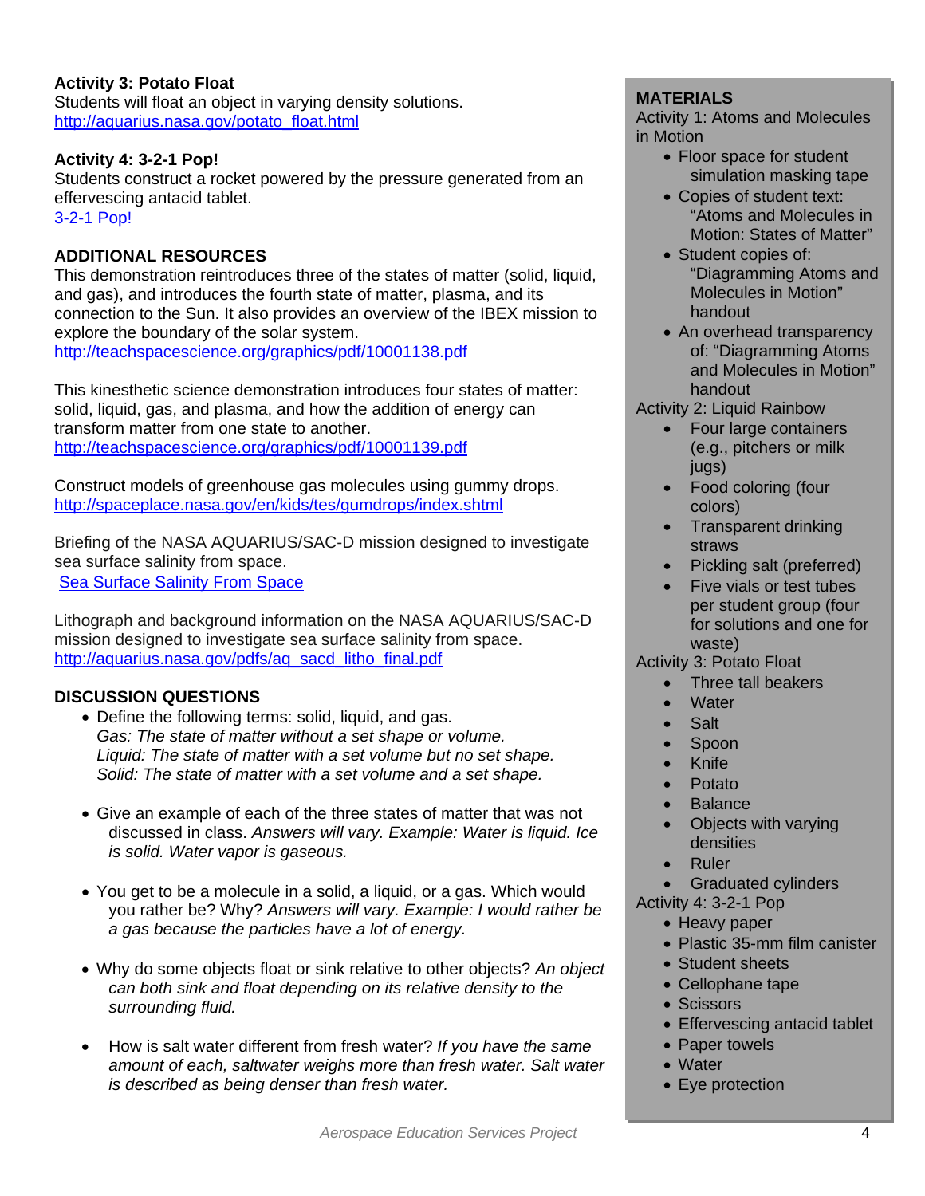**Activity 3: Potato Float**
Students will float an object in varying density solutions.
http://aquarius.nasa.gov/potato_float.html

**Activity 4: 3-2-1 Pop!**
Students construct a rocket powered by the pressure generated from an effervescing antacid tablet.
3-2-1 Pop!

## ADDITIONAL RESOURCES

This demonstration reintroduces three of the states of matter (solid, liquid, and gas), and introduces the fourth state of matter, plasma, and its connection to the Sun. It also provides an overview of the IBEX mission to explore the boundary of the solar system.
http://teachspacescience.org/graphics/pdf/10001138.pdf

This kinesthetic science demonstration introduces four states of matter: solid, liquid, gas, and plasma, and how the addition of energy can transform matter from one state to another.
http://teachspacescience.org/graphics/pdf/10001139.pdf

Construct models of greenhouse gas molecules using gummy drops.
http://spaceplace.nasa.gov/en/kids/tes/gumdrops/index.shtml

Briefing of the NASA AQUARIUS/SAC-D mission designed to investigate sea surface salinity from space.
Sea Surface Salinity From Space

Lithograph and background information on the NASA AQUARIUS/SAC-D mission designed to investigate sea surface salinity from space.
http://aquarius.nasa.gov/pdfs/aq_sacd_litho_final.pdf

## DISCUSSION QUESTIONS

- Define the following terms: solid, liquid, and gas.
  *Gas: The state of matter without a set shape or volume.*
  *Liquid: The state of matter with a set volume but no set shape.*
  *Solid: The state of matter with a set volume and a set shape.*
- Give an example of each of the three states of matter that was not discussed in class. *Answers will vary. Example: Water is liquid. Ice is solid. Water vapor is gaseous.*
- You get to be a molecule in a solid, a liquid, or a gas. Which would you rather be? Why? *Answers will vary. Example: I would rather be a gas because the particles have a lot of energy.*
- Why do some objects float or sink relative to other objects? *An object can both sink and float depending on its relative density to the surrounding fluid.*
- How is salt water different from fresh water? *If you have the same amount of each, saltwater weighs more than fresh water. Salt water is described as being denser than fresh water.*

## MATERIALS

Activity 1: Atoms and Molecules in Motion

- Floor space for student simulation masking tape
- Copies of student text: "Atoms and Molecules in Motion: States of Matter"
- Student copies of: "Diagramming Atoms and Molecules in Motion" handout
- An overhead transparency of: "Diagramming Atoms and Molecules in Motion" handout

Activity 2: Liquid Rainbow

- Four large containers (e.g., pitchers or milk jugs)
- Food coloring (four colors)
- Transparent drinking straws
- Pickling salt (preferred)
- Five vials or test tubes per student group (four for solutions and one for waste)

Activity 3: Potato Float

- Three tall beakers
- Water
- Salt
- Spoon
- Knife
- Potato
- Balance
- Objects with varying densities
- Ruler
- Graduated cylinders

Activity 4: 3-2-1 Pop

- Heavy paper
- Plastic 35-mm film canister
- Student sheets
- Cellophane tape
- Scissors
- Effervescing antacid tablet
- Paper towels
- Water
- Eye protection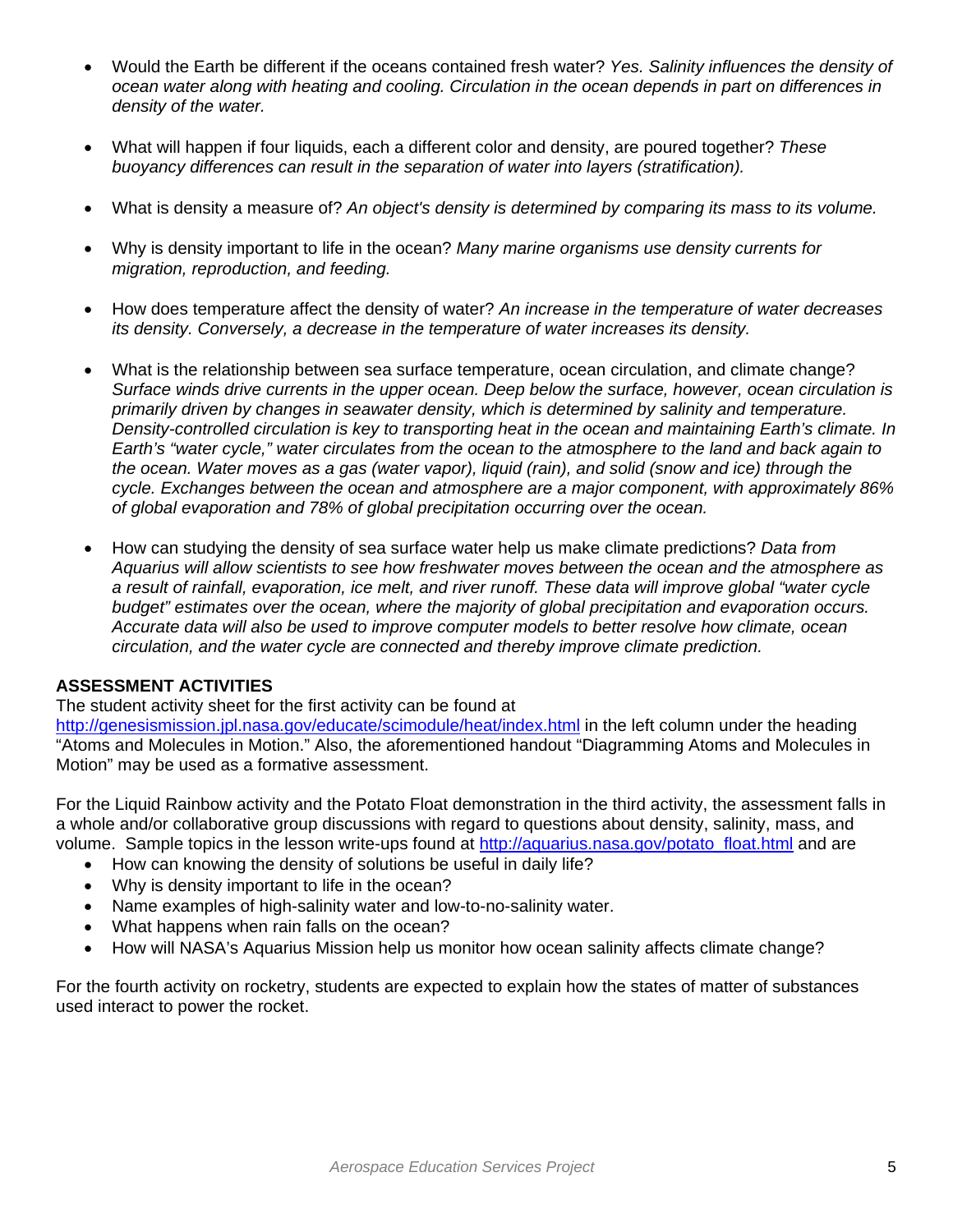- Would the Earth be different if the oceans contained fresh water? *Yes. Salinity influences the density of ocean water along with heating and cooling. Circulation in the ocean depends in part on differences in density of the water.*

- What will happen if four liquids, each a different color and density, are poured together? *These buoyancy differences can result in the separation of water into layers (stratification).*

- What is density a measure of? *An object's density is determined by comparing its mass to its volume.*

- Why is density important to life in the ocean? *Many marine organisms use density currents for migration, reproduction, and feeding.*

- How does temperature affect the density of water? *An increase in the temperature of water decreases its density. Conversely, a decrease in the temperature of water increases its density.*

- What is the relationship between sea surface temperature, ocean circulation, and climate change? *Surface winds drive currents in the upper ocean. Deep below the surface, however, ocean circulation is primarily driven by changes in seawater density, which is determined by salinity and temperature. Density-controlled circulation is key to transporting heat in the ocean and maintaining Earth's climate. In Earth's "water cycle," water circulates from the ocean to the atmosphere to the land and back again to the ocean. Water moves as a gas (water vapor), liquid (rain), and solid (snow and ice) through the cycle. Exchanges between the ocean and atmosphere are a major component, with approximately 86% of global evaporation and 78% of global precipitation occurring over the ocean.*

- How can studying the density of sea surface water help us make climate predictions? *Data from Aquarius will allow scientists to see how freshwater moves between the ocean and the atmosphere as a result of rainfall, evaporation, ice melt, and river runoff. These data will improve global "water cycle budget" estimates over the ocean, where the majority of global precipitation and evaporation occurs. Accurate data will also be used to improve computer models to better resolve how climate, ocean circulation, and the water cycle are connected and thereby improve climate prediction.*

**ASSESSMENT ACTIVITIES**

The student activity sheet for the first activity can be found at http://genesismission.jpl.nasa.gov/educate/scimodule/heat/index.html in the left column under the heading "Atoms and Molecules in Motion." Also, the aforementioned handout "Diagramming Atoms and Molecules in Motion" may be used as a formative assessment.

For the Liquid Rainbow activity and the Potato Float demonstration in the third activity, the assessment falls in a whole and/or collaborative group discussions with regard to questions about density, salinity, mass, and volume. Sample topics in the lesson write-ups found at http://aquarius.nasa.gov/potato_float.html and are

- How can knowing the density of solutions be useful in daily life?
- Why is density important to life in the ocean?
- Name examples of high-salinity water and low-to-no-salinity water.
- What happens when rain falls on the ocean?
- How will NASA's Aquarius Mission help us monitor how ocean salinity affects climate change?

For the fourth activity on rocketry, students are expected to explain how the states of matter of substances used interact to power the rocket.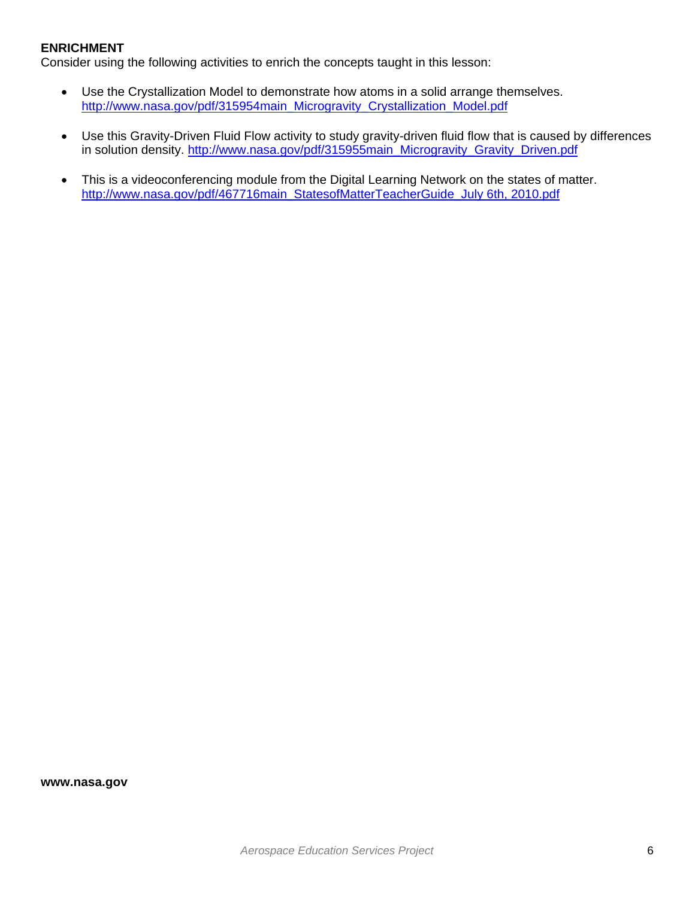**ENRICHMENT**

Consider using the following activities to enrich the concepts taught in this lesson:

- Use the Crystallization Model to demonstrate how atoms in a solid arrange themselves. http://www.nasa.gov/pdf/315954main_Microgravity_Crystallization_Model.pdf

- Use this Gravity-Driven Fluid Flow activity to study gravity-driven fluid flow that is caused by differences in solution density. http://www.nasa.gov/pdf/315955main_Microgravity_Gravity_Driven.pdf

- This is a videoconferencing module from the Digital Learning Network on the states of matter. http://www.nasa.gov/pdf/467716main_StatesofMatterTeacherGuide_July 6th, 2010.pdf

**www.nasa.gov**